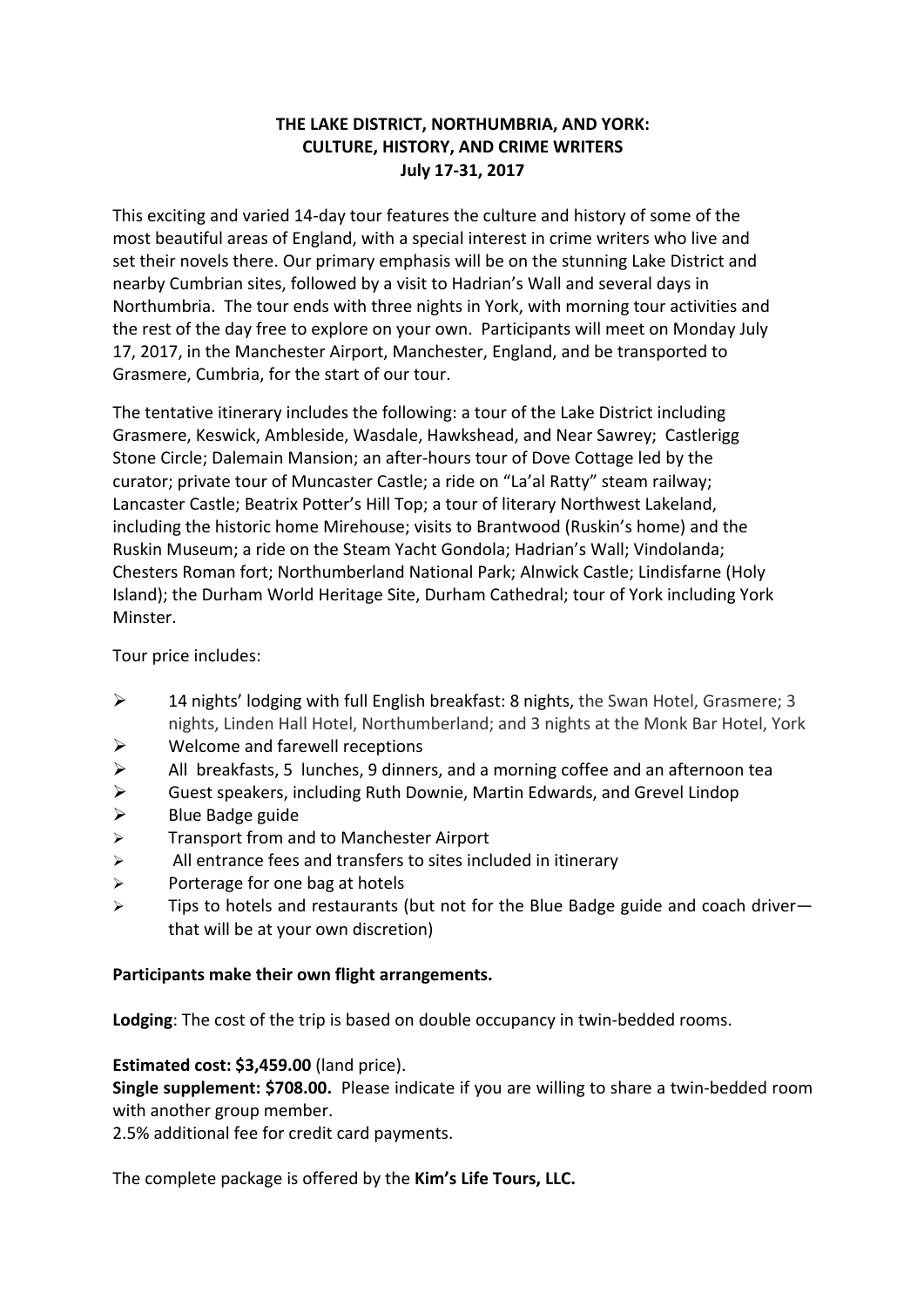# THE LAKE DISTRICT, NORTHUMBRIA, AND YORK: CULTURE, HISTORY, AND CRIME WRITERS
## July 17-31, 2017

This exciting and varied 14-day tour features the culture and history of some of the most beautiful areas of England, with a special interest in crime writers who live and set their novels there. Our primary emphasis will be on the stunning Lake District and nearby Cumbrian sites, followed by a visit to Hadrian's Wall and several days in Northumbria. The tour ends with three nights in York, with morning tour activities and the rest of the day free to explore on your own. Participants will meet on Monday July 17, 2017, in the Manchester Airport, Manchester, England, and be transported to Grasmere, Cumbria, for the start of our tour.

The tentative itinerary includes the following: a tour of the Lake District including Grasmere, Keswick, Ambleside, Wasdale, Hawkshead, and Near Sawrey; Castlerigg Stone Circle; Dalemain Mansion; an after-hours tour of Dove Cottage led by the curator; private tour of Muncaster Castle; a ride on "La'al Ratty" steam railway; Lancaster Castle; Beatrix Potter's Hill Top; a tour of literary Northwest Lakeland, including the historic home Mirehouse; visits to Brantwood (Ruskin's home) and the Ruskin Museum; a ride on the Steam Yacht Gondola; Hadrian's Wall; Vindolanda; Chesters Roman fort; Northumberland National Park; Alnwick Castle; Lindisfarne (Holy Island); the Durham World Heritage Site, Durham Cathedral; tour of York including York Minster.

Tour price includes:

- 14 nights' lodging with full English breakfast: 8 nights, the Swan Hotel, Grasmere; 3 nights, Linden Hall Hotel, Northumberland; and 3 nights at the Monk Bar Hotel, York
- Welcome and farewell receptions
- All breakfasts, 5 lunches, 9 dinners, and a morning coffee and an afternoon tea
- Guest speakers, including Ruth Downie, Martin Edwards, and Grevel Lindop
- Blue Badge guide
- Transport from and to Manchester Airport
- All entrance fees and transfers to sites included in itinerary
- Porterage for one bag at hotels
- Tips to hotels and restaurants (but not for the Blue Badge guide and coach driver—that will be at your own discretion)

**Participants make their own flight arrangements.**

**Lodging**: The cost of the trip is based on double occupancy in twin-bedded rooms.

**Estimated cost: $3,459.00** (land price).
**Single supplement: $708.00.** Please indicate if you are willing to share a twin-bedded room with another group member.
2.5% additional fee for credit card payments.

The complete package is offered by the **Kim's Life Tours, LLC.**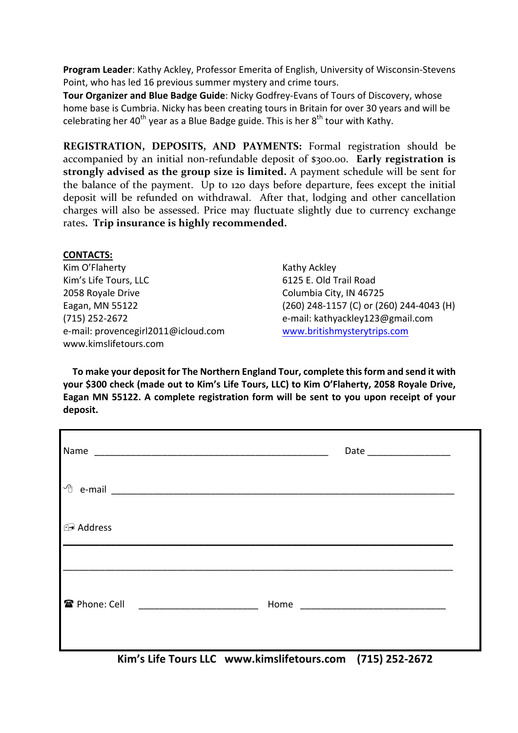**Program Leader**: Kathy Ackley, Professor Emerita of English, University of Wisconsin-Stevens Point, who has led 16 previous summer mystery and crime tours.

**Tour Organizer and Blue Badge Guide**: Nicky Godfrey-Evans of Tours of Discovery, whose home base is Cumbria. Nicky has been creating tours in Britain for over 30 years and will be celebrating her 40th year as a Blue Badge guide. This is her 8th tour with Kathy.

**REGISTRATION, DEPOSITS, AND PAYMENTS:** Formal registration should be accompanied by an initial non-refundable deposit of $300.00. **Early registration is strongly advised as the group size is limited.** A payment schedule will be sent for the balance of the payment. Up to 120 days before departure, fees except the initial deposit will be refunded on withdrawal. After that, lodging and other cancellation charges will also be assessed. Price may fluctuate slightly due to currency exchange rates**. Trip insurance is highly recommended.**

**CONTACTS:**

Kim O'Flaherty
Kim's Life Tours, LLC
2058 Royale Drive
Eagan, MN 55122
(715) 252-2672
e-mail: provencegirl2011@icloud.com
www.kimslifetours.com

Kathy Ackley
6125 E. Old Trail Road
Columbia City, IN 46725
(260) 248-1157 (C) or (260) 244-4043 (H)
e-mail: kathyackley123@gmail.com
www.britishmysterytrips.com

**To make your deposit for The Northern England Tour, complete this form and send it with your $300 check (made out to Kim's Life Tours, LLC) to Kim O'Flaherty, 2058 Royale Drive, Eagan MN 55122. A complete registration form will be sent to you upon receipt of your deposit.**

Name ____________________________________________ Date _______________

e-mail ________________________________________________________________

Address

________________________________________________________________________

________________________________________________________________________

Phone: Cell ______________________ Home ___________________________

**Kim's Life Tours LLC www.kimslifetours.com (715) 252-2672**